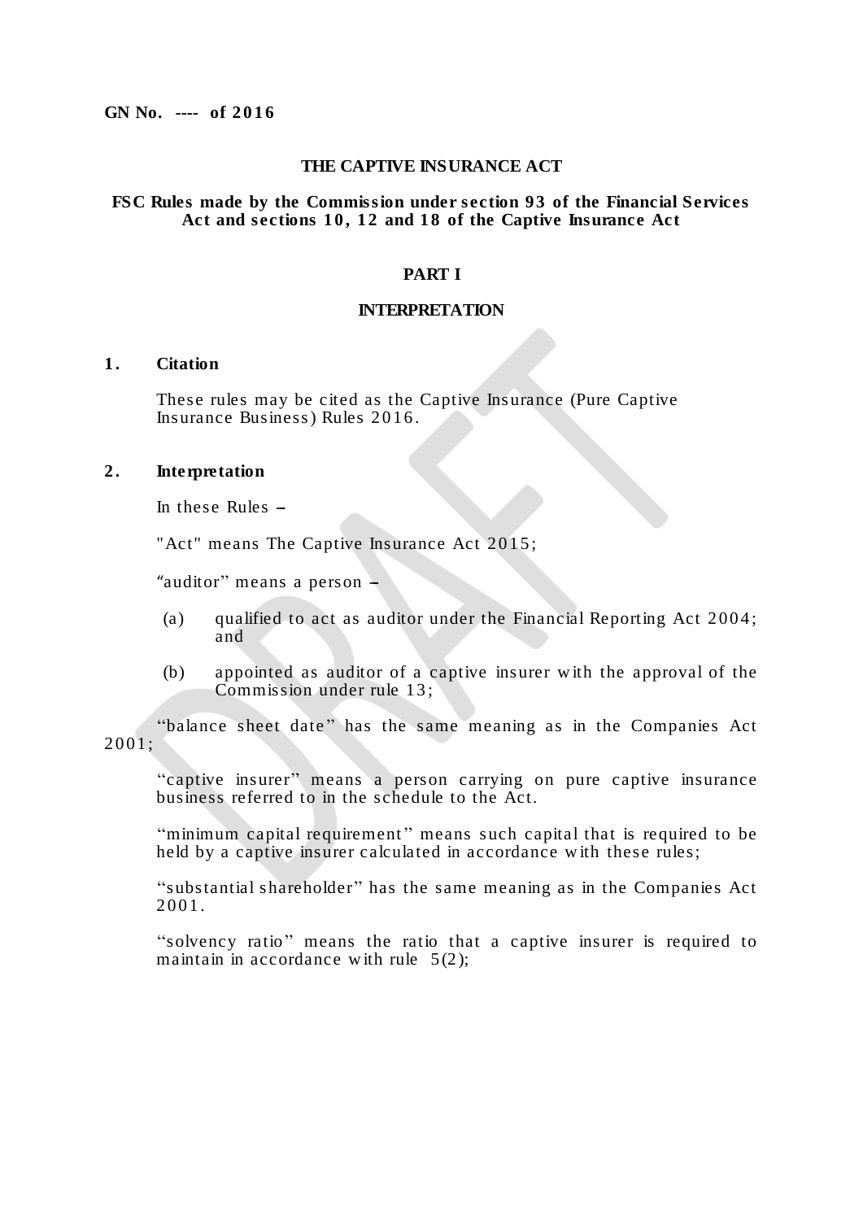**GN No. ---- of 2016**

**THE CAPTIVE INSURANCE ACT**

**FSC Rules made by the Commission under section 93 of the Financial Services Act and sections 10, 12 and 18 of the Captive Insurance Act**

## PART I

## INTERPRETATION

### 1. Citation

These rules may be cited as the Captive Insurance (Pure Captive Insurance Business) Rules 2016.

### 2. Interpretation

In these Rules –

"Act" means The Captive Insurance Act 2015;

"auditor" means a person –

- (a) qualified to act as auditor under the Financial Reporting Act 2004; and
- (b) appointed as auditor of a captive insurer with the approval of the Commission under rule 13;

"balance sheet date" has the same meaning as in the Companies Act 2001;

"captive insurer" means a person carrying on pure captive insurance business referred to in the schedule to the Act.

"minimum capital requirement" means such capital that is required to be held by a captive insurer calculated in accordance with these rules;

"substantial shareholder" has the same meaning as in the Companies Act 2001.

"solvency ratio" means the ratio that a captive insurer is required to maintain in accordance with rule 5(2);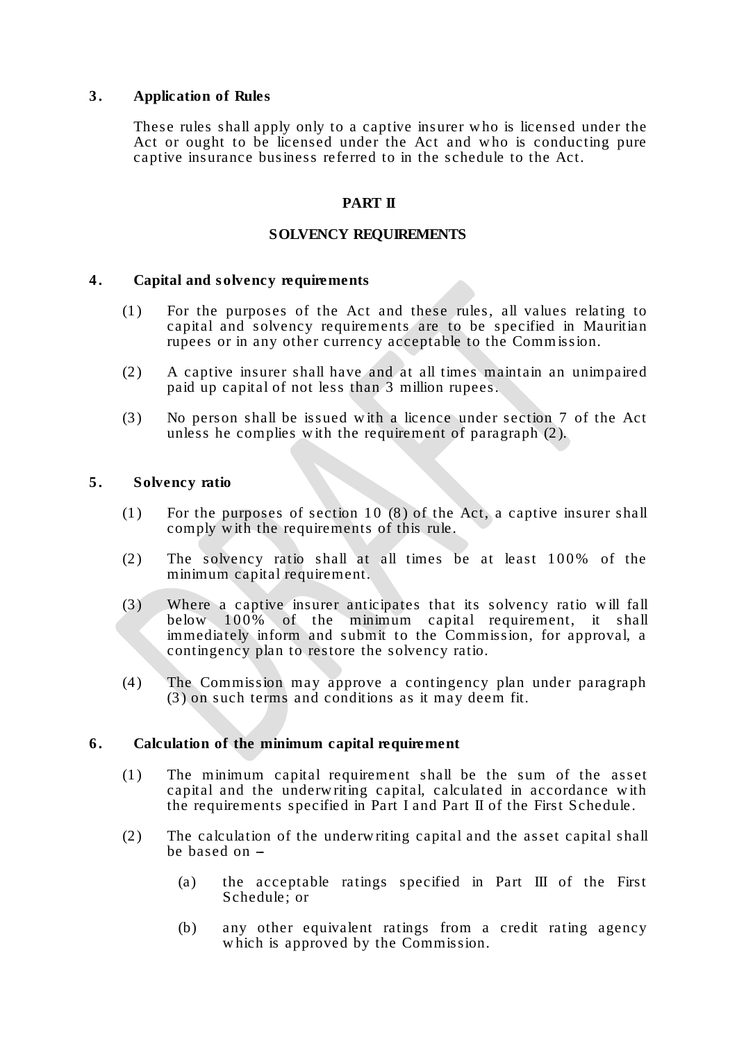### 3. Application of Rules

These rules shall apply only to a captive insurer who is licensed under the Act or ought to be licensed under the Act and who is conducting pure captive insurance business referred to in the schedule to the Act.

## PART II

## SOLVENCY REQUIREMENTS

### 4. Capital and solvency requirements

(1) For the purposes of the Act and these rules, all values relating to capital and solvency requirements are to be specified in Mauritian rupees or in any other currency acceptable to the Commission.

(2) A captive insurer shall have and at all times maintain an unimpaired paid up capital of not less than 3 million rupees.

(3) No person shall be issued with a licence under section 7 of the Act unless he complies with the requirement of paragraph (2).

### 5. Solvency ratio

(1) For the purposes of section 10 (8) of the Act, a captive insurer shall comply with the requirements of this rule.

(2) The solvency ratio shall at all times be at least 100% of the minimum capital requirement.

(3) Where a captive insurer anticipates that its solvency ratio will fall below 100% of the minimum capital requirement, it shall immediately inform and submit to the Commission, for approval, a contingency plan to restore the solvency ratio.

(4) The Commission may approve a contingency plan under paragraph (3) on such terms and conditions as it may deem fit.

### 6. Calculation of the minimum capital requirement

(1) The minimum capital requirement shall be the sum of the asset capital and the underwriting capital, calculated in accordance with the requirements specified in Part I and Part II of the First Schedule.

(2) The calculation of the underwriting capital and the asset capital shall be based on –

(a) the acceptable ratings specified in Part III of the First Schedule; or

(b) any other equivalent ratings from a credit rating agency which is approved by the Commission.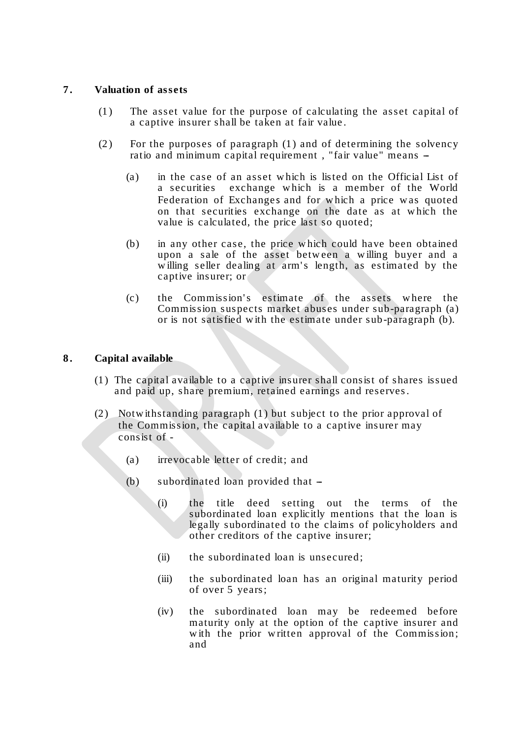## 7. Valuation of assets

(1) The asset value for the purpose of calculating the asset capital of a captive insurer shall be taken at fair value.

(2) For the purposes of paragraph (1) and of determining the solvency ratio and minimum capital requirement , "fair value" means –

  (a) in the case of an asset which is listed on the Official List of a securities exchange which is a member of the World Federation of Exchanges and for which a price was quoted on that securities exchange on the date as at which the value is calculated, the price last so quoted;

  (b) in any other case, the price which could have been obtained upon a sale of the asset between a willing buyer and a willing seller dealing at arm's length, as estimated by the captive insurer; or

  (c) the Commission's estimate of the assets where the Commission suspects market abuses under sub-paragraph (a) or is not satisfied with the estimate under sub-paragraph (b).

## 8. Capital available

(1) The capital available to a captive insurer shall consist of shares issued and paid up, share premium, retained earnings and reserves.

(2) Notwithstanding paragraph (1) but subject to the prior approval of the Commission, the capital available to a captive insurer may consist of -

  (a) irrevocable letter of credit; and

  (b) subordinated loan provided that –

    (i) the title deed setting out the terms of the subordinated loan explicitly mentions that the loan is legally subordinated to the claims of policyholders and other creditors of the captive insurer;

    (ii) the subordinated loan is unsecured;

    (iii) the subordinated loan has an original maturity period of over 5 years;

    (iv) the subordinated loan may be redeemed before maturity only at the option of the captive insurer and with the prior written approval of the Commission; and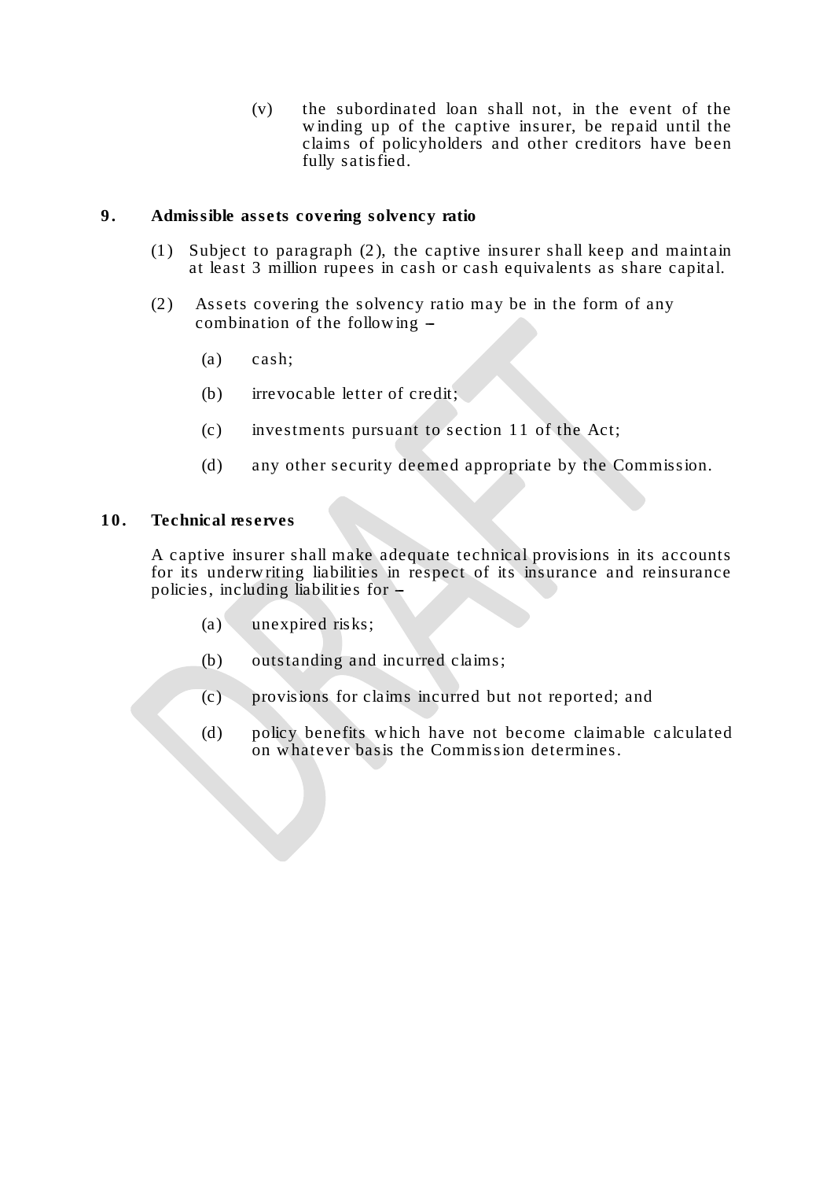(v) the subordinated loan shall not, in the event of the winding up of the captive insurer, be repaid until the claims of policyholders and other creditors have been fully satisfied.

## 9. Admissible assets covering solvency ratio

(1) Subject to paragraph (2), the captive insurer shall keep and maintain at least 3 million rupees in cash or cash equivalents as share capital.

(2) Assets covering the solvency ratio may be in the form of any combination of the following –

(a) cash;

(b) irrevocable letter of credit;

(c) investments pursuant to section 11 of the Act;

(d) any other security deemed appropriate by the Commission.

## 10. Technical reserves

A captive insurer shall make adequate technical provisions in its accounts for its underwriting liabilities in respect of its insurance and reinsurance policies, including liabilities for –

(a) unexpired risks;

(b) outstanding and incurred claims;

(c) provisions for claims incurred but not reported; and

(d) policy benefits which have not become claimable calculated on whatever basis the Commission determines.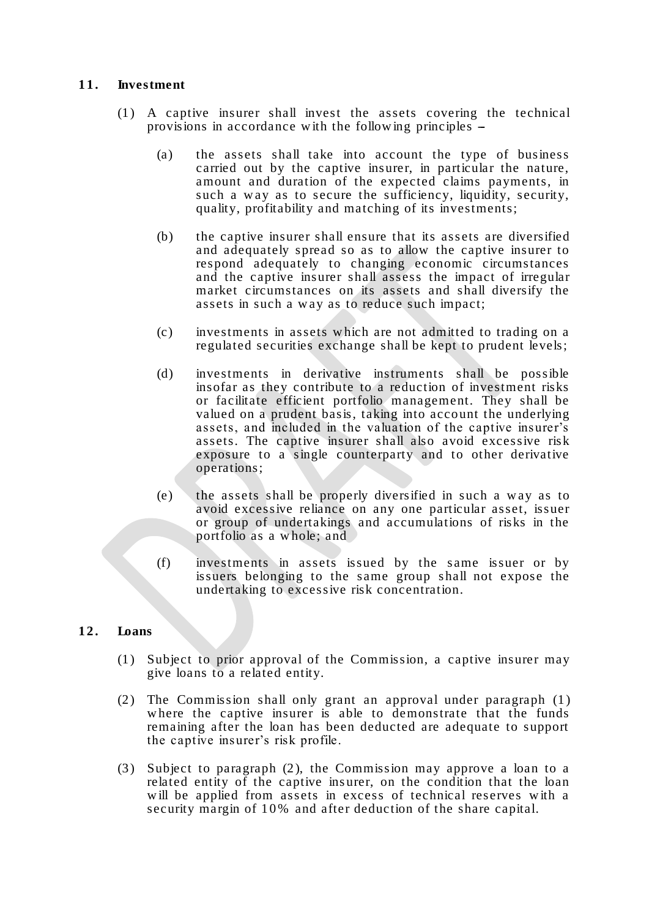## 11. Investment

(1) A captive insurer shall invest the assets covering the technical provisions in accordance with the following principles –

(a) the assets shall take into account the type of business carried out by the captive insurer, in particular the nature, amount and duration of the expected claims payments, in such a way as to secure the sufficiency, liquidity, security, quality, profitability and matching of its investments;

(b) the captive insurer shall ensure that its assets are diversified and adequately spread so as to allow the captive insurer to respond adequately to changing economic circumstances and the captive insurer shall assess the impact of irregular market circumstances on its assets and shall diversify the assets in such a way as to reduce such impact;

(c) investments in assets which are not admitted to trading on a regulated securities exchange shall be kept to prudent levels;

(d) investments in derivative instruments shall be possible insofar as they contribute to a reduction of investment risks or facilitate efficient portfolio management. They shall be valued on a prudent basis, taking into account the underlying assets, and included in the valuation of the captive insurer's assets. The captive insurer shall also avoid excessive risk exposure to a single counterparty and to other derivative operations;

(e) the assets shall be properly diversified in such a way as to avoid excessive reliance on any one particular asset, issuer or group of undertakings and accumulations of risks in the portfolio as a whole; and

(f) investments in assets issued by the same issuer or by issuers belonging to the same group shall not expose the undertaking to excessive risk concentration.

## 12. Loans

(1) Subject to prior approval of the Commission, a captive insurer may give loans to a related entity.

(2) The Commission shall only grant an approval under paragraph (1) where the captive insurer is able to demonstrate that the funds remaining after the loan has been deducted are adequate to support the captive insurer's risk profile.

(3) Subject to paragraph (2), the Commission may approve a loan to a related entity of the captive insurer, on the condition that the loan will be applied from assets in excess of technical reserves with a security margin of 10% and after deduction of the share capital.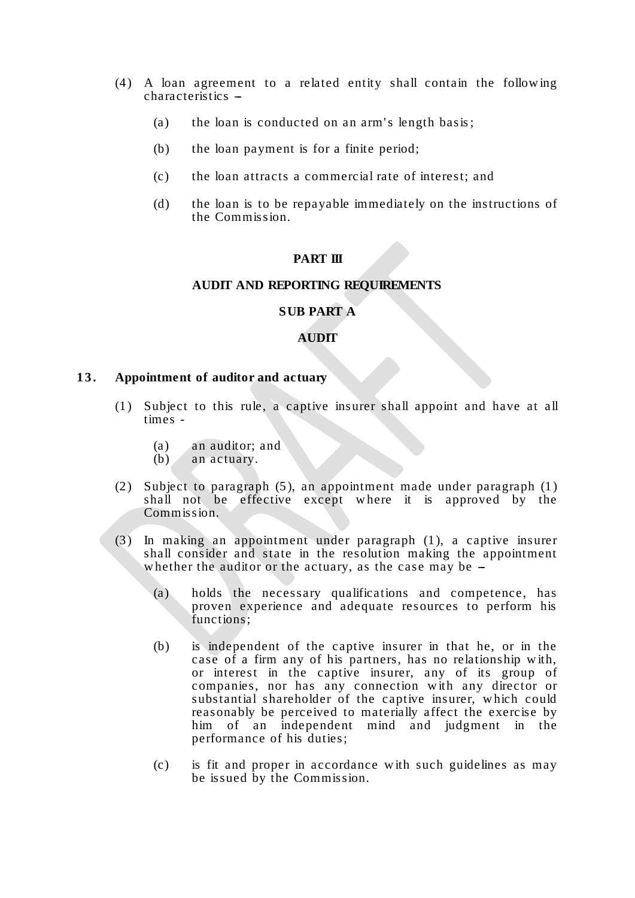(4) A loan agreement to a related entity shall contain the following characteristics –

(a) the loan is conducted on an arm's length basis;

(b) the loan payment is for a finite period;

(c) the loan attracts a commercial rate of interest; and

(d) the loan is to be repayable immediately on the instructions of the Commission.

## PART III

## AUDIT AND REPORTING REQUIREMENTS

### SUB PART A

### AUDIT

**13. Appointment of auditor and actuary**

(1) Subject to this rule, a captive insurer shall appoint and have at all times -

(a) an auditor; and
(b) an actuary.

(2) Subject to paragraph (5), an appointment made under paragraph (1) shall not be effective except where it is approved by the Commission.

(3) In making an appointment under paragraph (1), a captive insurer shall consider and state in the resolution making the appointment whether the auditor or the actuary, as the case may be –

(a) holds the necessary qualifications and competence, has proven experience and adequate resources to perform his functions;

(b) is independent of the captive insurer in that he, or in the case of a firm any of his partners, has no relationship with, or interest in the captive insurer, any of its group of companies, nor has any connection with any director or substantial shareholder of the captive insurer, which could reasonably be perceived to materially affect the exercise by him of an independent mind and judgment in the performance of his duties;

(c) is fit and proper in accordance with such guidelines as may be issued by the Commission.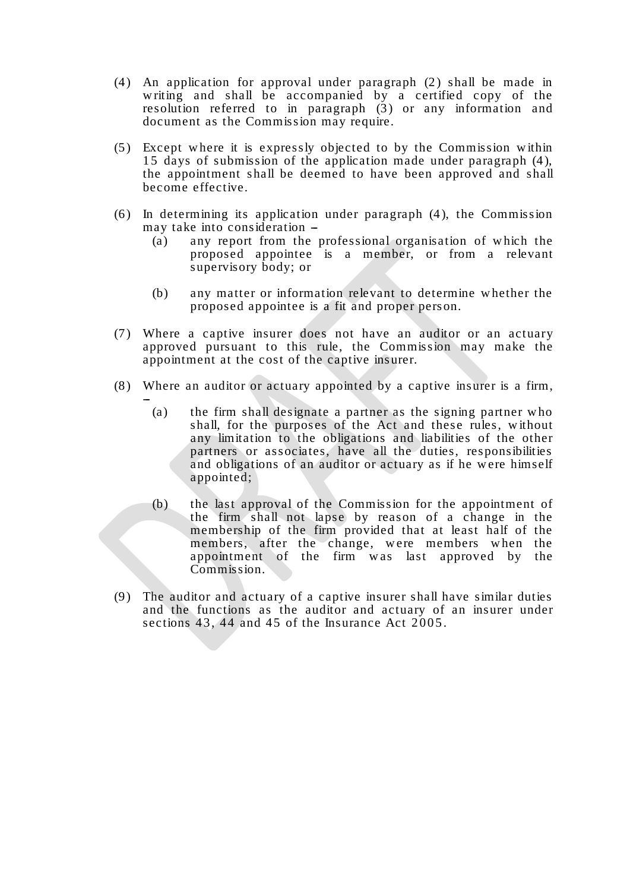(4) An application for approval under paragraph (2) shall be made in writing and shall be accompanied by a certified copy of the resolution referred to in paragraph (3) or any information and document as the Commission may require.

(5) Except where it is expressly objected to by the Commission within 15 days of submission of the application made under paragraph (4), the appointment shall be deemed to have been approved and shall become effective.

(6) In determining its application under paragraph (4), the Commission may take into consideration –

  (a) any report from the professional organisation of which the proposed appointee is a member, or from a relevant supervisory body; or

  (b) any matter or information relevant to determine whether the proposed appointee is a fit and proper person.

(7) Where a captive insurer does not have an auditor or an actuary approved pursuant to this rule, the Commission may make the appointment at the cost of the captive insurer.

(8) Where an auditor or actuary appointed by a captive insurer is a firm, –

  (a) the firm shall designate a partner as the signing partner who shall, for the purposes of the Act and these rules, without any limitation to the obligations and liabilities of the other partners or associates, have all the duties, responsibilities and obligations of an auditor or actuary as if he were himself appointed;

  (b) the last approval of the Commission for the appointment of the firm shall not lapse by reason of a change in the membership of the firm provided that at least half of the members, after the change, were members when the appointment of the firm was last approved by the Commission.

(9) The auditor and actuary of a captive insurer shall have similar duties and the functions as the auditor and actuary of an insurer under sections 43, 44 and 45 of the Insurance Act 2005.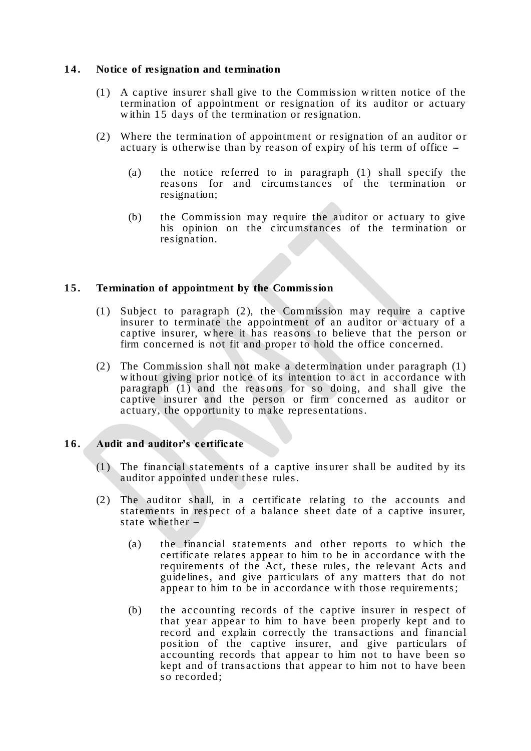## 14. Notice of resignation and termination

(1) A captive insurer shall give to the Commission written notice of the termination of appointment or resignation of its auditor or actuary within 15 days of the termination or resignation.

(2) Where the termination of appointment or resignation of an auditor or actuary is otherwise than by reason of expiry of his term of office –

   (a) the notice referred to in paragraph (1) shall specify the reasons for and circumstances of the termination or resignation;

   (b) the Commission may require the auditor or actuary to give his opinion on the circumstances of the termination or resignation.

## 15. Termination of appointment by the Commission

(1) Subject to paragraph (2), the Commission may require a captive insurer to terminate the appointment of an auditor or actuary of a captive insurer, where it has reasons to believe that the person or firm concerned is not fit and proper to hold the office concerned.

(2) The Commission shall not make a determination under paragraph (1) without giving prior notice of its intention to act in accordance with paragraph (1) and the reasons for so doing, and shall give the captive insurer and the person or firm concerned as auditor or actuary, the opportunity to make representations.

## 16. Audit and auditor's certificate

(1) The financial statements of a captive insurer shall be audited by its auditor appointed under these rules.

(2) The auditor shall, in a certificate relating to the accounts and statements in respect of a balance sheet date of a captive insurer, state whether –

   (a) the financial statements and other reports to which the certificate relates appear to him to be in accordance with the requirements of the Act, these rules, the relevant Acts and guidelines, and give particulars of any matters that do not appear to him to be in accordance with those requirements;

   (b) the accounting records of the captive insurer in respect of that year appear to him to have been properly kept and to record and explain correctly the transactions and financial position of the captive insurer, and give particulars of accounting records that appear to him not to have been so kept and of transactions that appear to him not to have been so recorded;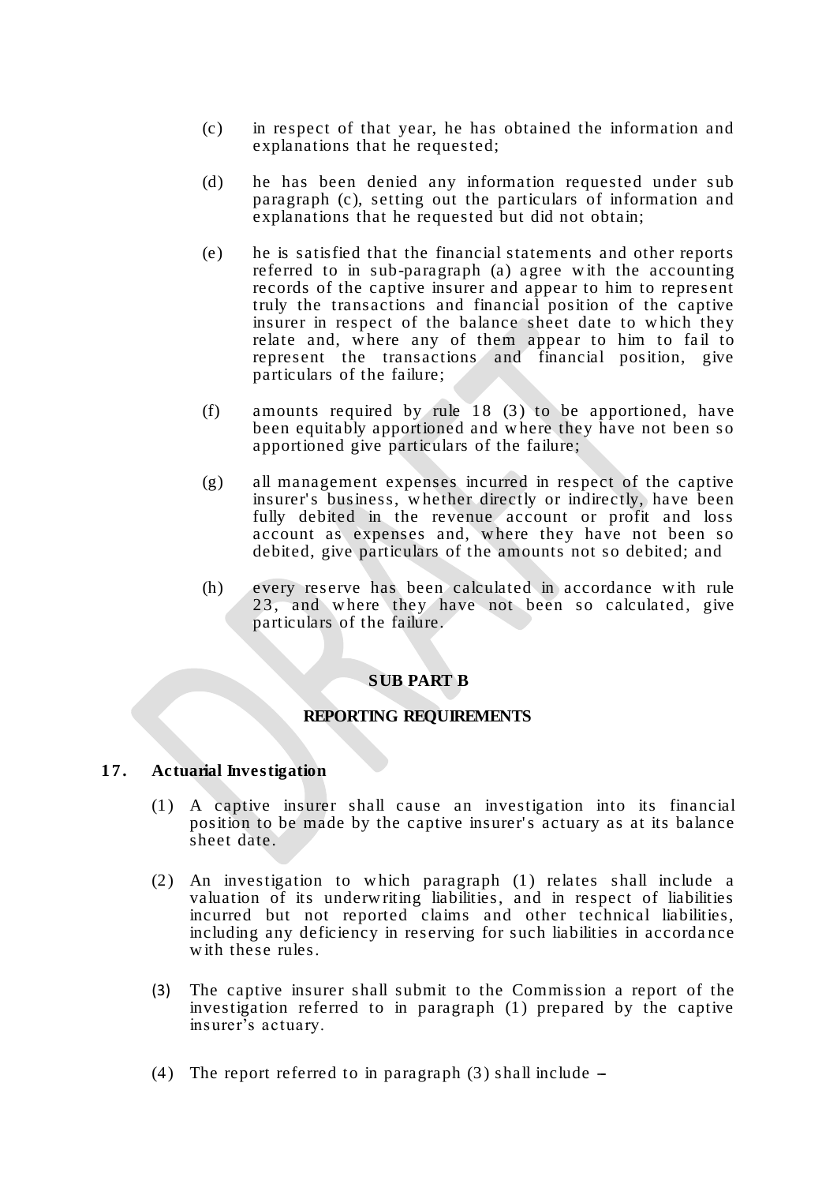(c) in respect of that year, he has obtained the information and explanations that he requested;

(d) he has been denied any information requested under sub paragraph (c), setting out the particulars of information and explanations that he requested but did not obtain;

(e) he is satisfied that the financial statements and other reports referred to in sub-paragraph (a) agree with the accounting records of the captive insurer and appear to him to represent truly the transactions and financial position of the captive insurer in respect of the balance sheet date to which they relate and, where any of them appear to him to fail to represent the transactions and financial position, give particulars of the failure;

(f) amounts required by rule 18 (3) to be apportioned, have been equitably apportioned and where they have not been so apportioned give particulars of the failure;

(g) all management expenses incurred in respect of the captive insurer's business, whether directly or indirectly, have been fully debited in the revenue account or profit and loss account as expenses and, where they have not been so debited, give particulars of the amounts not so debited; and

(h) every reserve has been calculated in accordance with rule 23, and where they have not been so calculated, give particulars of the failure.

## SUB PART B

## REPORTING REQUIREMENTS

### 17. Actuarial Investigation

(1) A captive insurer shall cause an investigation into its financial position to be made by the captive insurer's actuary as at its balance sheet date.

(2) An investigation to which paragraph (1) relates shall include a valuation of its underwriting liabilities, and in respect of liabilities incurred but not reported claims and other technical liabilities, including any deficiency in reserving for such liabilities in accordance with these rules.

(3) The captive insurer shall submit to the Commission a report of the investigation referred to in paragraph (1) prepared by the captive insurer's actuary.

(4) The report referred to in paragraph (3) shall include –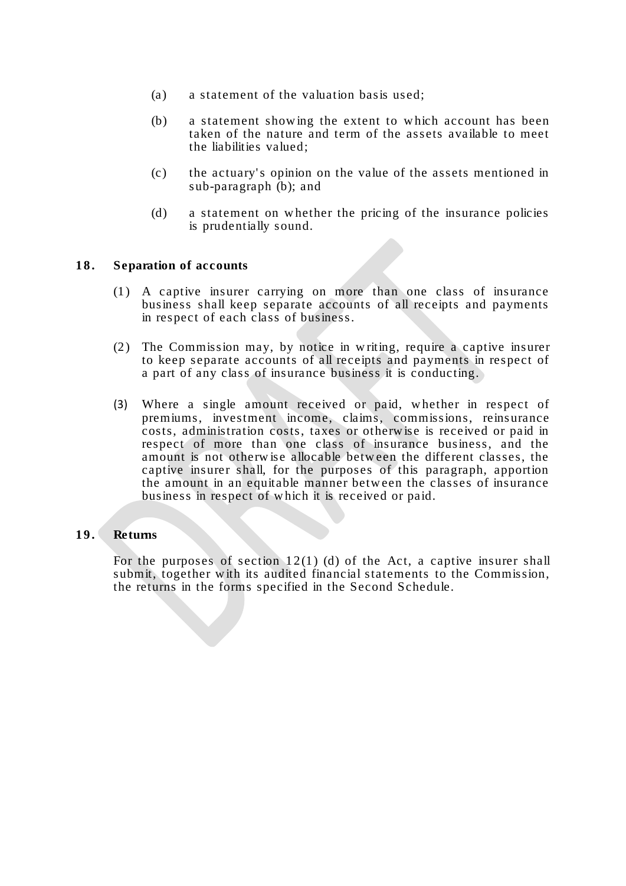(a) a statement of the valuation basis used;

(b) a statement showing the extent to which account has been taken of the nature and term of the assets available to meet the liabilities valued;

(c) the actuary's opinion on the value of the assets mentioned in sub-paragraph (b); and

(d) a statement on whether the pricing of the insurance policies is prudentially sound.

### 18. Separation of accounts

(1) A captive insurer carrying on more than one class of insurance business shall keep separate accounts of all receipts and payments in respect of each class of business.

(2) The Commission may, by notice in writing, require a captive insurer to keep separate accounts of all receipts and payments in respect of a part of any class of insurance business it is conducting.

(3) Where a single amount received or paid, whether in respect of premiums, investment income, claims, commissions, reinsurance costs, administration costs, taxes or otherwise is received or paid in respect of more than one class of insurance business, and the amount is not otherwise allocable between the different classes, the captive insurer shall, for the purposes of this paragraph, apportion the amount in an equitable manner between the classes of insurance business in respect of which it is received or paid.

### 19. Returns

For the purposes of section 12(1) (d) of the Act, a captive insurer shall submit, together with its audited financial statements to the Commission, the returns in the forms specified in the Second Schedule.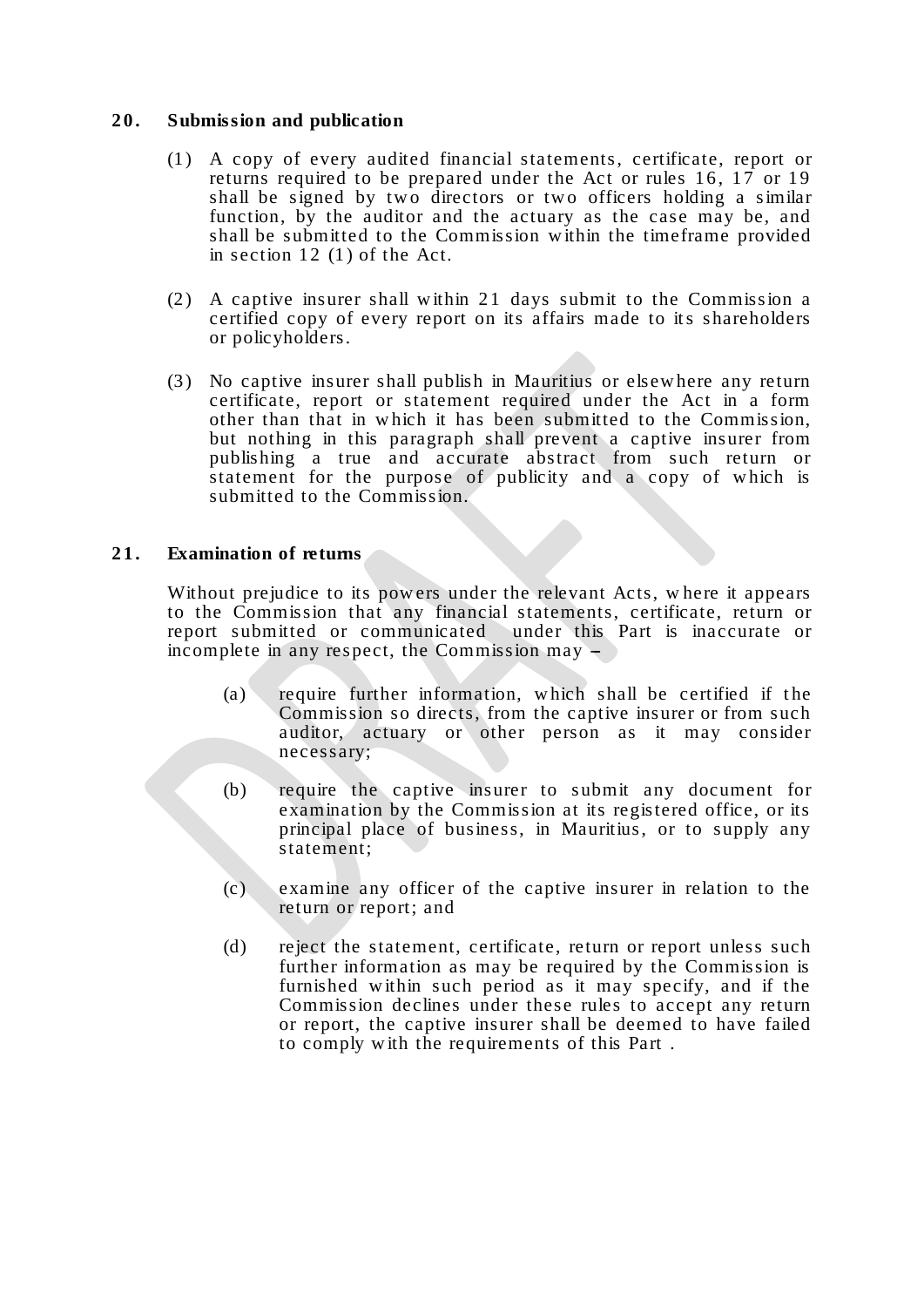## 20. Submission and publication

(1) A copy of every audited financial statements, certificate, report or returns required to be prepared under the Act or rules 16, 17 or 19 shall be signed by two directors or two officers holding a similar function, by the auditor and the actuary as the case may be, and shall be submitted to the Commission within the timeframe provided in section 12 (1) of the Act.

(2) A captive insurer shall within 21 days submit to the Commission a certified copy of every report on its affairs made to its shareholders or policyholders.

(3) No captive insurer shall publish in Mauritius or elsewhere any return certificate, report or statement required under the Act in a form other than that in which it has been submitted to the Commission, but nothing in this paragraph shall prevent a captive insurer from publishing a true and accurate abstract from such return or statement for the purpose of publicity and a copy of which is submitted to the Commission.

## 21. Examination of returns

Without prejudice to its powers under the relevant Acts, where it appears to the Commission that any financial statements, certificate, return or report submitted or communicated under this Part is inaccurate or incomplete in any respect, the Commission may –

(a) require further information, which shall be certified if the Commission so directs, from the captive insurer or from such auditor, actuary or other person as it may consider necessary;

(b) require the captive insurer to submit any document for examination by the Commission at its registered office, or its principal place of business, in Mauritius, or to supply any statement;

(c) examine any officer of the captive insurer in relation to the return or report; and

(d) reject the statement, certificate, return or report unless such further information as may be required by the Commission is furnished within such period as it may specify, and if the Commission declines under these rules to accept any return or report, the captive insurer shall be deemed to have failed to comply with the requirements of this Part .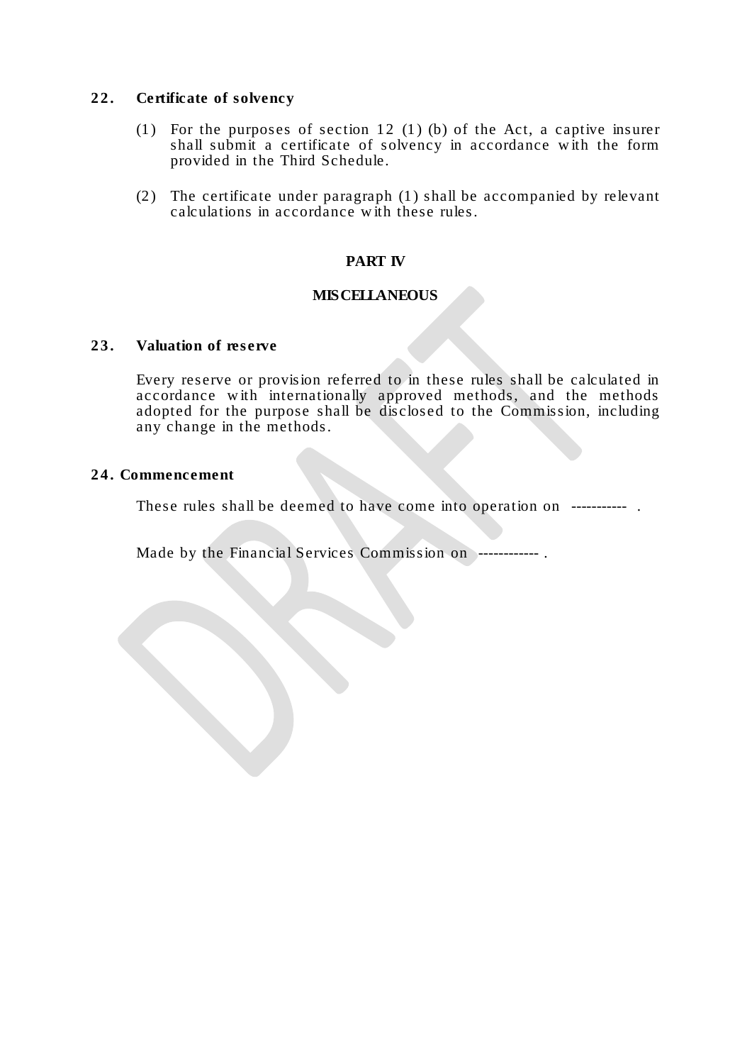## 22. Certificate of solvency

(1) For the purposes of section 12 (1) (b) of the Act, a captive insurer shall submit a certificate of solvency in accordance with the form provided in the Third Schedule.

(2) The certificate under paragraph (1) shall be accompanied by relevant calculations in accordance with these rules.

# PART IV

# MISCELLANEOUS

## 23. Valuation of reserve

Every reserve or provision referred to in these rules shall be calculated in accordance with internationally approved methods, and the methods adopted for the purpose shall be disclosed to the Commission, including any change in the methods.

## 24. Commencement

These rules shall be deemed to have come into operation on ----------- .

Made by the Financial Services Commission on ------------ .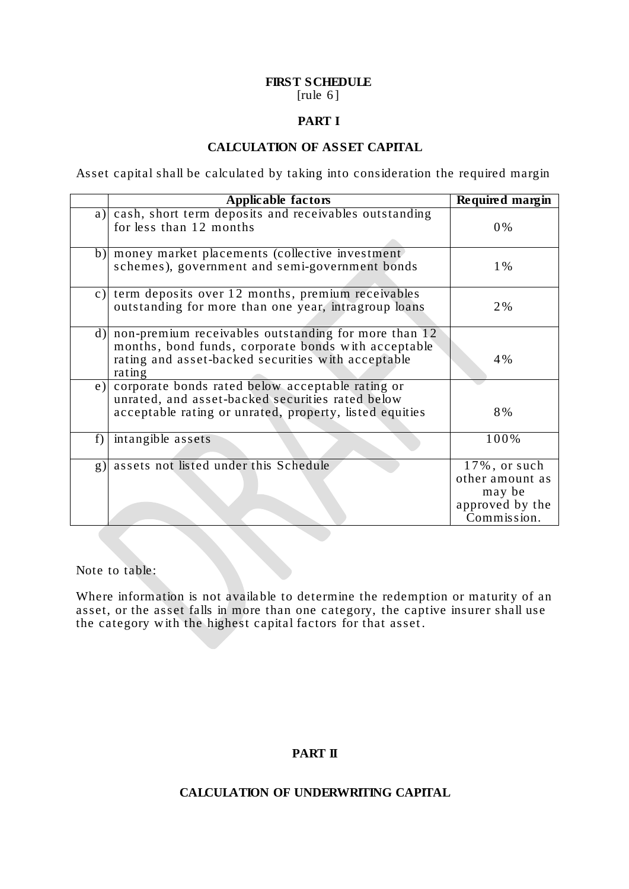**FIRST SCHEDULE**
[rule 6]

**PART I**

**CALCULATION OF ASSET CAPITAL**

Asset capital shall be calculated by taking into consideration the required margin

| | Applicable factors | Required margin |
|---|---|---|
| a) | cash, short term deposits and receivables outstanding for less than 12 months | 0% |
| b) | money market placements (collective investment schemes), government and semi-government bonds | 1% |
| c) | term deposits over 12 months, premium receivables outstanding for more than one year, intragroup loans | 2% |
| d) | non-premium receivables outstanding for more than 12 months, bond funds, corporate bonds with acceptable rating and asset-backed securities with acceptable rating | 4% |
| e) | corporate bonds rated below acceptable rating or unrated, and asset-backed securities rated below acceptable rating or unrated, property, listed equities | 8% |
| f) | intangible assets | 100% |
| g) | assets not listed under this Schedule | 17%, or such other amount as may be approved by the Commission. |

Note to table:

Where information is not available to determine the redemption or maturity of an asset, or the asset falls in more than one category, the captive insurer shall use the category with the highest capital factors for that asset.

**PART II**

**CALCULATION OF UNDERWRITING CAPITAL**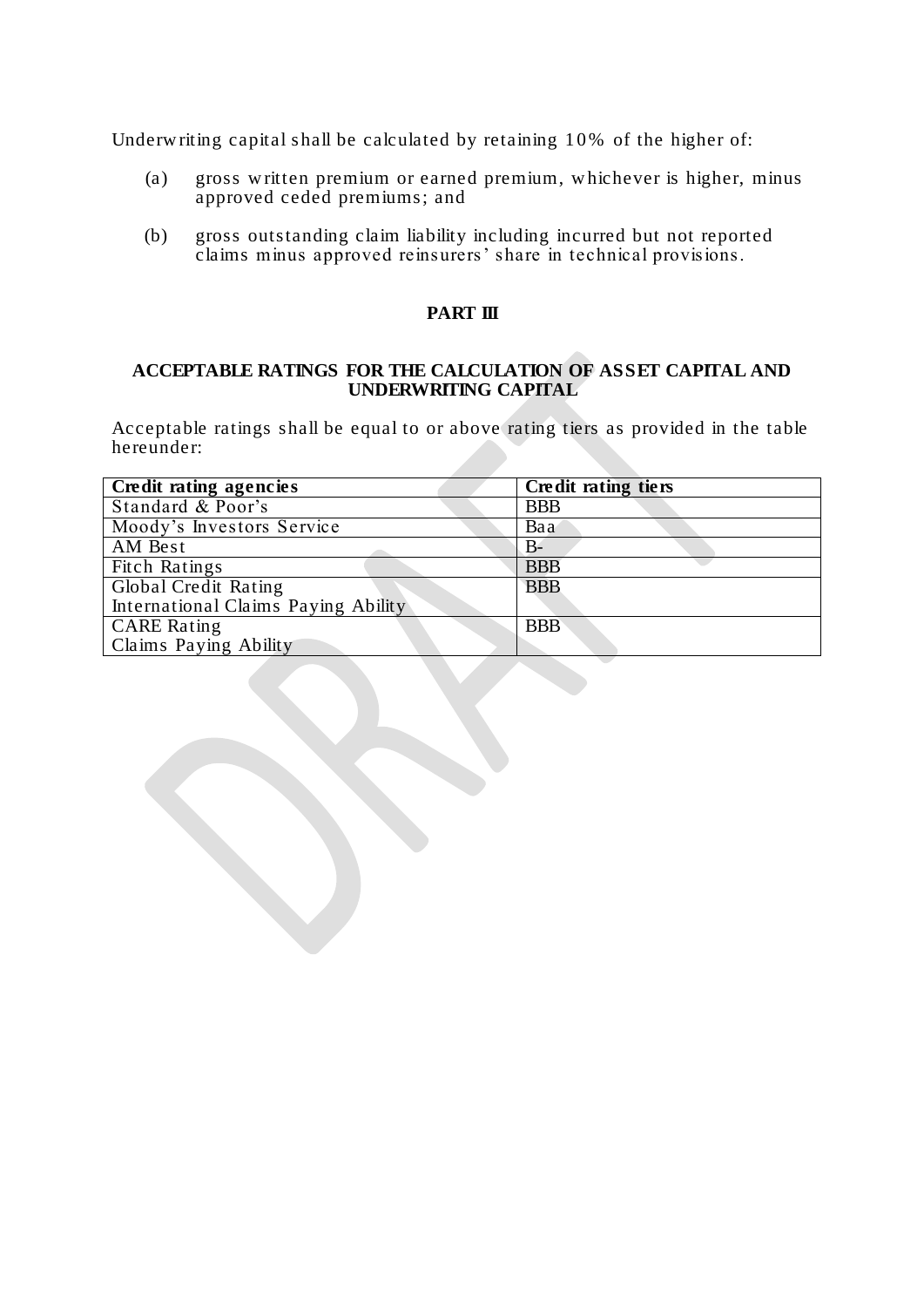Underwriting capital shall be calculated by retaining 10% of the higher of:

(a) gross written premium or earned premium, whichever is higher, minus approved ceded premiums; and

(b) gross outstanding claim liability including incurred but not reported claims minus approved reinsurers' share in technical provisions.

## PART III

### ACCEPTABLE RATINGS FOR THE CALCULATION OF ASSET CAPITAL AND UNDERWRITING CAPITAL

Acceptable ratings shall be equal to or above rating tiers as provided in the table hereunder:

| Credit rating agencies | Credit rating tiers |
|---|---|
| Standard & Poor's | BBB |
| Moody's Investors Service | Baa |
| AM Best | B- |
| Fitch Ratings | BBB |
| Global Credit Rating International Claims Paying Ability | BBB |
| CARE Rating Claims Paying Ability | BBB |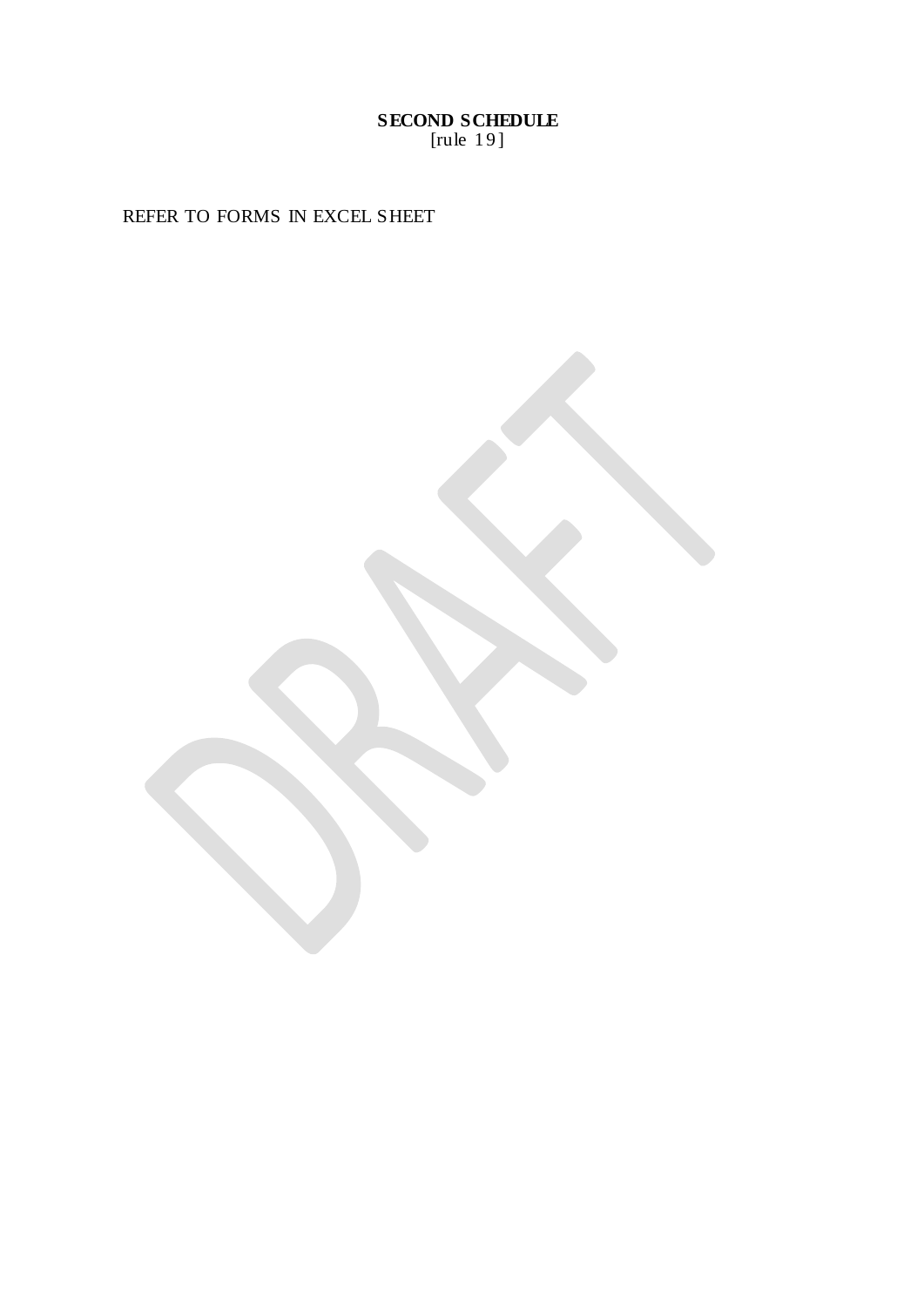**SECOND SCHEDULE**
[rule 19]

REFER TO FORMS IN EXCEL SHEET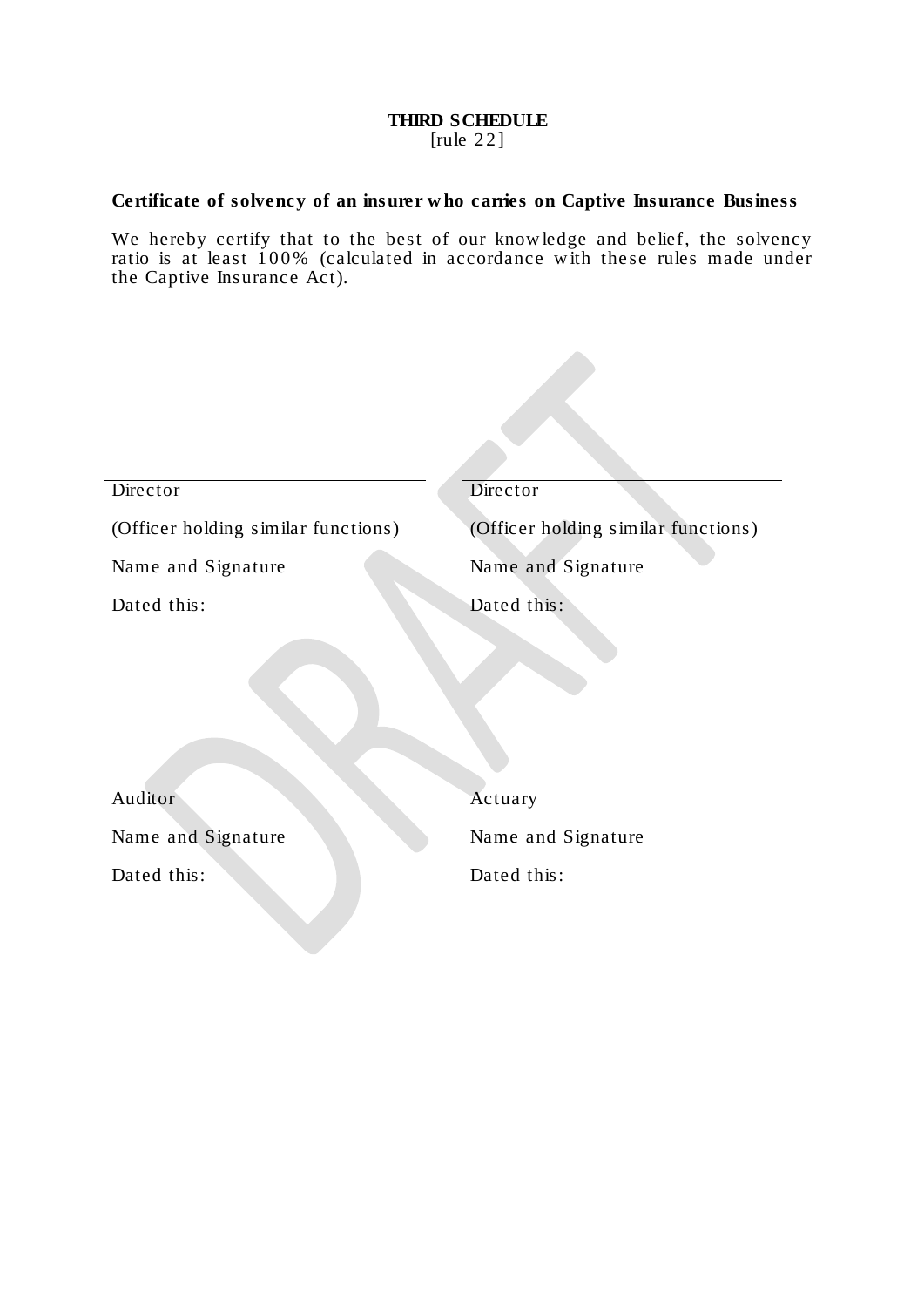**THIRD SCHEDULE**
[rule 22]

**Certificate of solvency of an insurer who carries on Captive Insurance Business**

We hereby certify that to the best of our knowledge and belief, the solvency ratio is at least 100% (calculated in accordance with these rules made under the Captive Insurance Act).

| | |
|---|---|
| Director | Director |
| (Officer holding similar functions) | (Officer holding similar functions) |
| Name and Signature | Name and Signature |
| Dated this: | Dated this: |

| | |
|---|---|
| Auditor | Actuary |
| Name and Signature | Name and Signature |
| Dated this: | Dated this: |